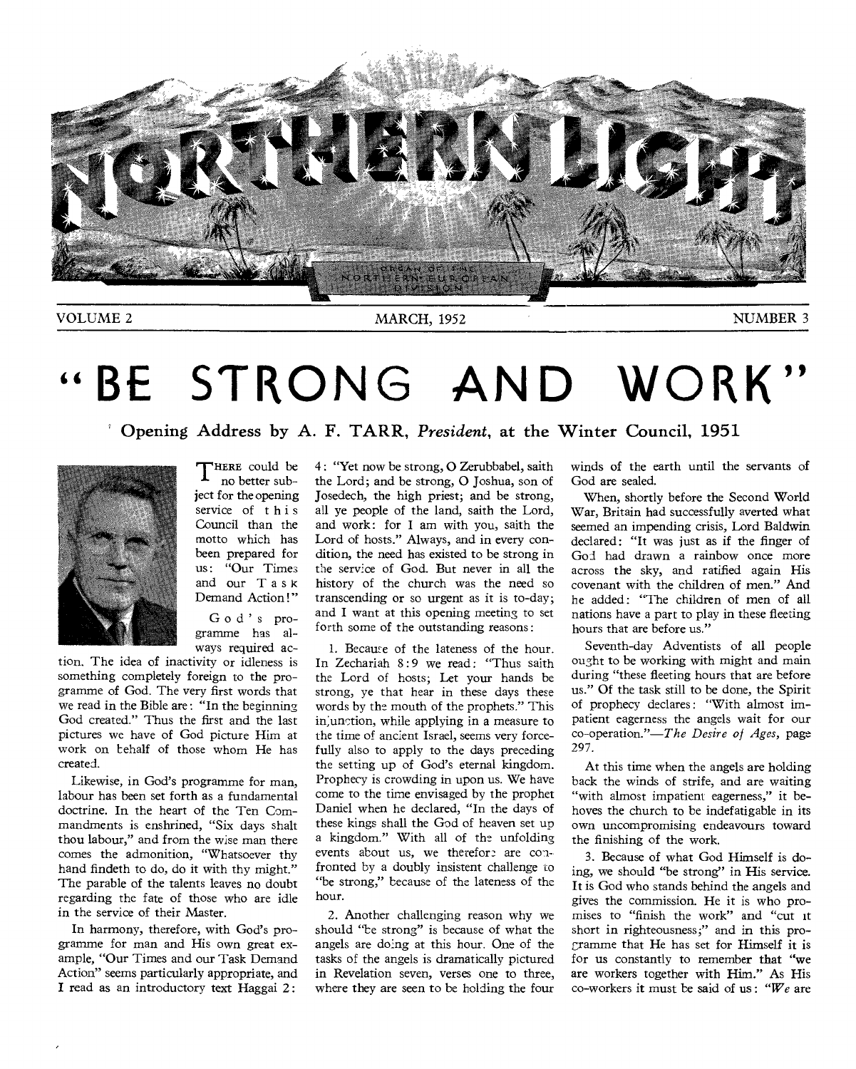# NORTHERN LIGHT

ORGAN OF THE NORTHERN EUROPEAN DIVISION

VOLUME 2 — MARCH, 1952 — NUMBER 3

# "BE STRONG AND WORK"

## Opening Address by A. F. TARR, *President*, at the Winter Council, 1951

THERE could be no better subject for the opening service of this Council than the motto which has been prepared for us: "Our Times and our Task Demand Action!"

God's programme has always required action. The idea of inactivity or idleness is something completely foreign to the programme of God. The very first words that we read in the Bible are: "In the beginning God created." Thus the first and the last pictures we have of God picture Him at work on behalf of those whom He has created.

Likewise, in God's programme for man, labour has been set forth as a fundamental doctrine. In the heart of the Ten Commandments is enshrined, "Six days shalt thou labour," and from the wise man there comes the admonition, "Whatsoever thy hand findeth to do, do it with thy might." The parable of the talents leaves no doubt regarding the fate of those who are idle in the service of their Master.

In harmony, therefore, with God's programme for man and His own great example, "Our Times and our Task Demand Action" seems particularly appropriate, and I read as an introductory text Haggai 2:4: "Yet now be strong, O Zerubbabel, saith the Lord; and be strong, O Joshua, son of Josedech, the high priest; and be strong, all ye people of the land, saith the Lord, and work: for I am with you, saith the Lord of hosts." Always, and in every condition, the need has existed to be strong in the service of God. But never in all the history of the church was the need so transcending or so urgent as it is to-day; and I want at this opening meeting to set forth some of the outstanding reasons:

1. Because of the lateness of the hour. In Zechariah 8:9 we read: "Thus saith the Lord of hosts; Let your hands be strong, ye that hear in these days these words by the mouth of the prophets." This injunction, while applying in a measure to the time of ancient Israel, seems very forcefully also to apply to the days preceding the setting up of God's eternal kingdom. Prophecy is crowding in upon us. We have come to the time envisaged by the prophet Daniel when he declared, "In the days of these kings shall the God of heaven set up a kingdom." With all of the unfolding events about us, we therefore are confronted by a doubly insistent challenge to "be strong," because of the lateness of the hour.

2. Another challenging reason why we should "be strong" is because of what the angels are doing at this hour. One of the tasks of the angels is dramatically pictured in Revelation seven, verses one to three, where they are seen to be holding the four winds of the earth until the servants of God are sealed.

When, shortly before the Second World War, Britain had successfully averted what seemed an impending crisis, Lord Baldwin declared: "It was just as if the finger of God had drawn a rainbow once more across the sky, and ratified again His covenant with the children of men." And he added: "The children of men of all nations have a part to play in these fleeting hours that are before us."

Seventh-day Adventists of all people ought to be working with might and main during "these fleeting hours that are before us." Of the task still to be done, the Spirit of prophecy declares: "With almost impatient eagerness the angels wait for our co-operation."—*The Desire of Ages*, page 297.

At this time when the angels are holding back the winds of strife, and are waiting "with almost impatient eagerness," it behoves the church to be indefatigable in its own uncompromising endeavours toward the finishing of the work.

3. Because of what God Himself is doing, we should "be strong" in His service. It is God who stands behind the angels and gives the commission. He it is who promises to "finish the work" and "cut it short in righteousness;" and in this programme that He has set for Himself it is for us constantly to remember that "we are workers together with Him." As His co-workers it must be said of us: "*We* are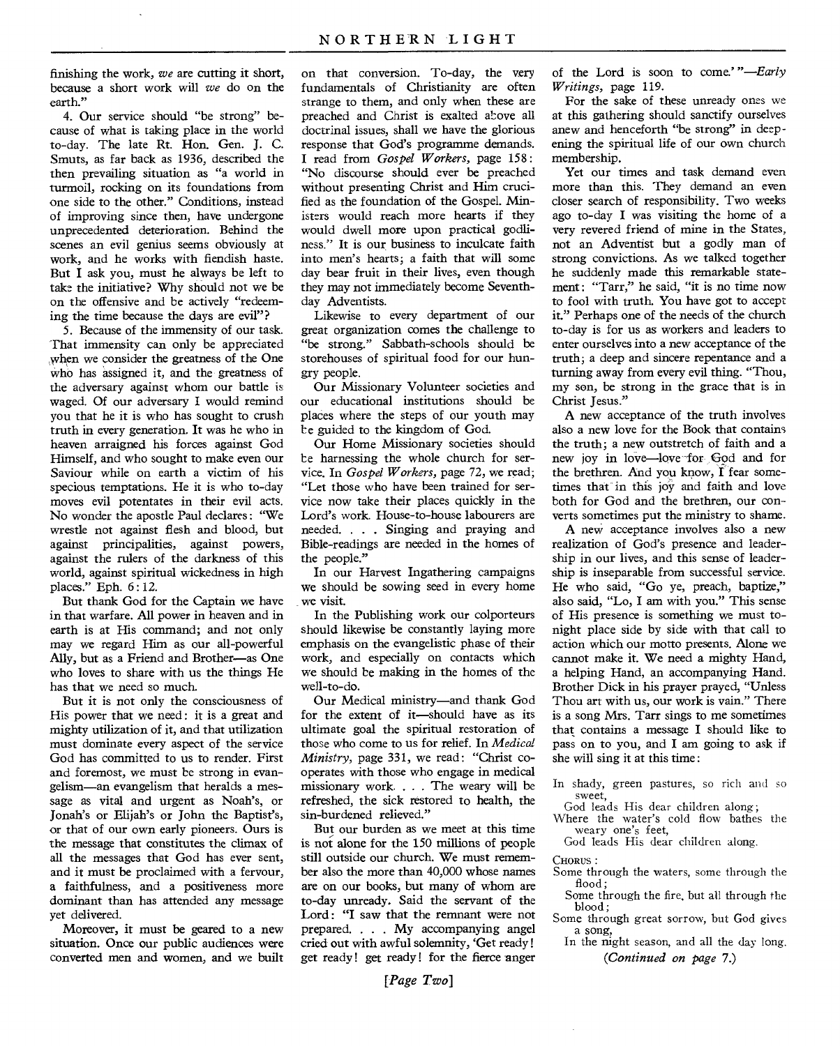finishing the work, *we* are cutting it short, because a short work will *we* do on the earth."

4. Our service should "be strong" because of what is taking place in the world to-day. The late Rt. Hon. Gen. J. C. Smuts, as far back as 1936, described the then prevailing situation as "a world in turmoil, rocking on its foundations from one side to the other." Conditions, instead of improving since then, have undergone unprecedented deterioration. Behind the scenes an evil genius seems obviously at work, and he works with fiendish haste. But I ask you, must he always be left to take the initiative? Why should not we be on the offensive and be actively "redeeming the time because the days are evil"?

5. Because of the immensity of our task. That immensity can only be appreciated when we consider the greatness of the One who has assigned it, and the greatness of the adversary against whom our battle is waged. Of our adversary I would remind you that he it is who has sought to crush truth in every generation. It was he who in heaven arraigned his forces against God Himself, and who sought to make even our Saviour while on earth a victim of his specious temptations. He it is who to-day moves evil potentates in their evil acts. No wonder the apostle Paul declares: "We wrestle not against flesh and blood, but against principalities, against powers, against the rulers of the darkness of this world, against spiritual wickedness in high places." Eph. 6:12.

But thank God for the Captain we have in that warfare. All power in heaven and in earth is at His command; and not only may we regard Him as our all-powerful Ally, but as a Friend and Brother—as One who loves to share with us the things He has that we need so much.

But it is not only the consciousness of His power that we need: it is a great and mighty utilization of it, and that utilization must dominate every aspect of the service God has committed to us to render. First and foremost, we must be strong in evangelism—an evangelism that heralds a message as vital and urgent as Noah's, or Jonah's or Elijah's or John the Baptist's, or that of our own early pioneers. Ours is the message that constitutes the climax of all the messages that God has ever sent, and it must be proclaimed with a fervour, a faithfulness, and a positiveness more dominant than has attended any message yet delivered.

Moreover, it must be geared to a new situation. Once our public audiences were converted men and women, and we built on that conversion. To-day, the very fundamentals of Christianity are often strange to them, and only when these are preached and Christ is exalted above all doctrinal issues, shall we have the glorious response that God's programme demands. I read from *Gospel Workers*, page 158: "No discourse should ever be preached without presenting Christ and Him crucified as the foundation of the Gospel. Ministers would reach more hearts if they would dwell more upon practical godliness." It is our business to inculcate faith into men's hearts; a faith that will some day bear fruit in their lives, even though they may not immediately become Seventh-day Adventists.

Likewise to every department of our great organization comes the challenge to "be strong." Sabbath-schools should be storehouses of spiritual food for our hungry people.

Our Missionary Volunteer societies and our educational institutions should be places where the steps of our youth may be guided to the kingdom of God.

Our Home Missionary societies should be harnessing the whole church for service. In *Gospel Workers*, page 72, we read; "Let those who have been trained for service now take their places quickly in the Lord's work. House-to-house labourers are needed. . . . Singing and praying and Bible-readings are needed in the homes of the people."

In our Harvest Ingathering campaigns we should be sowing seed in every home we visit.

In the Publishing work our colporteurs should likewise be constantly laying more emphasis on the evangelistic phase of their work, and especially on contacts which we should be making in the homes of the well-to-do.

Our Medical ministry—and thank God for the extent of it—should have as its ultimate goal the spiritual restoration of those who come to us for relief. In *Medical Ministry*, page 331, we read: "Christ co-operates with those who engage in medical missionary work. . . . The weary will be refreshed, the sick restored to health, the sin-burdened relieved."

But our burden as we meet at this time is not alone for the 150 millions of people still outside our church. We must remember also the more than 40,000 whose names are on our books, but many of whom are to-day unready. Said the servant of the Lord: "I saw that the remnant were not prepared. . . . My accompanying angel cried out with awful solemnity, 'Get ready! get ready! get ready! for the fierce anger of the Lord is soon to come.' "—*Early Writings*, page 119.

For the sake of these unready ones we at this gathering should sanctify ourselves anew and henceforth "be strong" in deepening the spiritual life of our own church membership.

Yet our times and task demand even more than this. They demand an even closer search of responsibility. Two weeks ago to-day I was visiting the home of a very revered friend of mine in the States, not an Adventist but a godly man of strong convictions. As we talked together he suddenly made this remarkable statement: "Tarr," he said, "it is no time now to fool with truth. You have got to accept it." Perhaps one of the needs of the church to-day is for us as workers and leaders to enter ourselves into a new acceptance of the truth; a deep and sincere repentance and a turning away from every evil thing. "Thou, my son, be strong in the grace that is in Christ Jesus."

A new acceptance of the truth involves also a new love for the Book that contains the truth; a new outstretch of faith and a new joy in love—love for God and for the brethren. And you know, I fear sometimes that in this joy and faith and love both for God and the brethren, our converts sometimes put the ministry to shame.

A new acceptance involves also a new realization of God's presence and leadership in our lives, and this sense of leadership is inseparable from successful service. He who said, "Go ye, preach, baptize," also said, "Lo, I am with you." This sense of His presence is something we must to-night place side by side with that call to action which our motto presents. Alone we cannot make it. We need a mighty Hand, a helping Hand, an accompanying Hand. Brother Dick in his prayer prayed, "Unless Thou art with us, our work is vain." There is a song Mrs. Tarr sings to me sometimes that contains a message I should like to pass on to you, and I am going to ask if she will sing it at this time:

In shady, green pastures, so rich and so sweet,
God leads His dear children along;
Where the water's cold flow bathes the weary one's feet,
God leads His dear children along.

CHORUS:
Some through the waters, some through the flood;
Some through the fire, but all through the blood;
Some through great sorrow, but God gives a song,
In the night season, and all the day long.

*(Continued on page 7.)*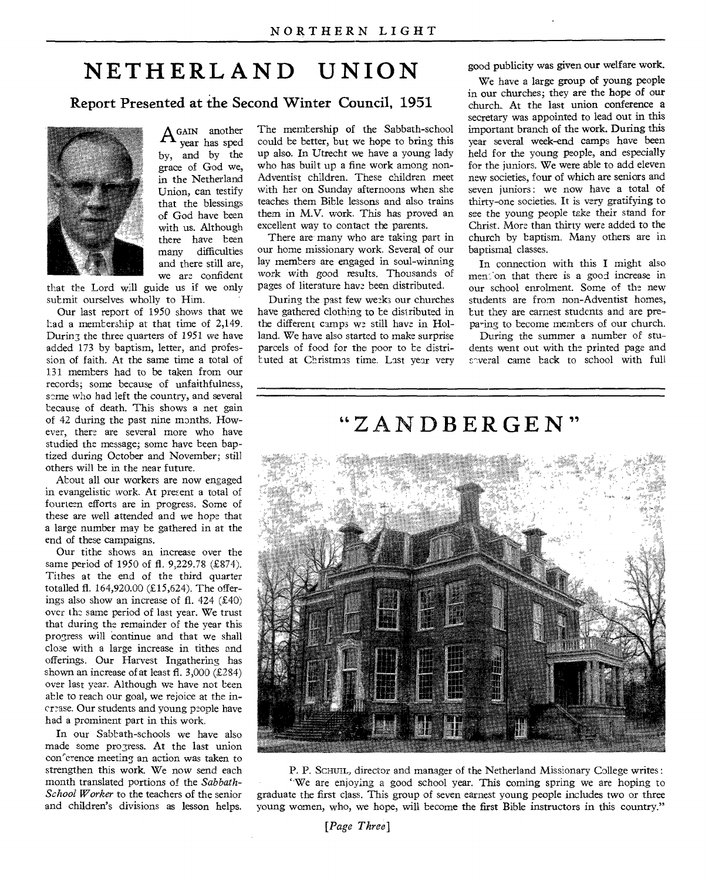# NETHERLAND UNION

## Report Presented at the Second Winter Council, 1951

AGAIN another year has sped by, and by the grace of God we, in the Netherland Union, can testify that the blessings of God have been with us. Although there have been many difficulties and there still are, we are confident that the Lord will guide us if we only submit ourselves wholly to Him.

Our last report of 1950 shows that we had a membership at that time of 2,149. During the three quarters of 1951 we have added 173 by baptism, letter, and profession of faith. At the same time a total of 131 members had to be taken from our records; some because of unfaithfulness, some who had left the country, and several because of death. This shows a net gain of 42 during the past nine months. However, there are several more who have studied the message; some have been baptized during October and November; still others will be in the near future.

About all our workers are now engaged in evangelistic work. At present a total of fourteen efforts are in progress. Some of these are well attended and we hope that a large number may be gathered in at the end of these campaigns.

Our tithe shows an increase over the same period of 1950 of fl. 9,229.78 (£874). Tithes at the end of the third quarter totalled fl. 164,920.00 (£15,624). The offerings also show an increase of fl. 424 (£40) over the same period of last year. We trust that during the remainder of the year this progress will continue and that we shall close with a large increase in tithes and offerings. Our Harvest Ingathering has shown an increase of at least fl. 3,000 (£284) over last year. Although we have not been able to reach our goal, we rejoice at the increase. Our students and young people have had a prominent part in this work.

In our Sabbath-schools we have also made some progress. At the last union conference meeting an action was taken to strengthen this work. We now send each month translated portions of the *Sabbath-School Worker* to the teachers of the senior and children's divisions as lesson helps. The membership of the Sabbath-school could be better, but we hope to bring this up also. In Utrecht we have a young lady who has built up a fine work among non-Adventist children. These children meet with her on Sunday afternoons when she teaches them Bible lessons and also trains them in M.V. work. This has proved an excellent way to contact the parents.

There are many who are taking part in our home missionary work. Several of our lay members are engaged in soul-winning work with good results. Thousands of pages of literature have been distributed.

During the past few weeks our churches have gathered clothing to be distributed in the different camps we still have in Holland. We have also started to make surprise parcels of food for the poor to be distributed at Christmas time. Last year very good publicity was given our welfare work.

We have a large group of young people in our churches; they are the hope of our church. At the last union conference a secretary was appointed to lead out in this important branch of the work. During this year several week-end camps have been held for the young people, and especially for the juniors. We were able to add eleven new societies, four of which are seniors and seven juniors: we now have a total of thirty-one societies. It is very gratifying to see the young people take their stand for Christ. More than thirty were added to the church by baptism. Many others are in baptismal classes.

In connection with this I might also mention that there is a good increase in our school enrolment. Some of the new students are from non-Adventist homes, but they are earnest students and are preparing to become members of our church.

During the summer a number of students went out with the printed page and several came back to school with full

---

# "ZANDBERGEN"

P. P. SCHUIL, director and manager of the Netherland Missionary College writes:

"We are enjoying a good school year. This coming spring we are hoping to graduate the first class. This group of seven earnest young people includes two or three young women, who, we hope, will become the first Bible instructors in this country."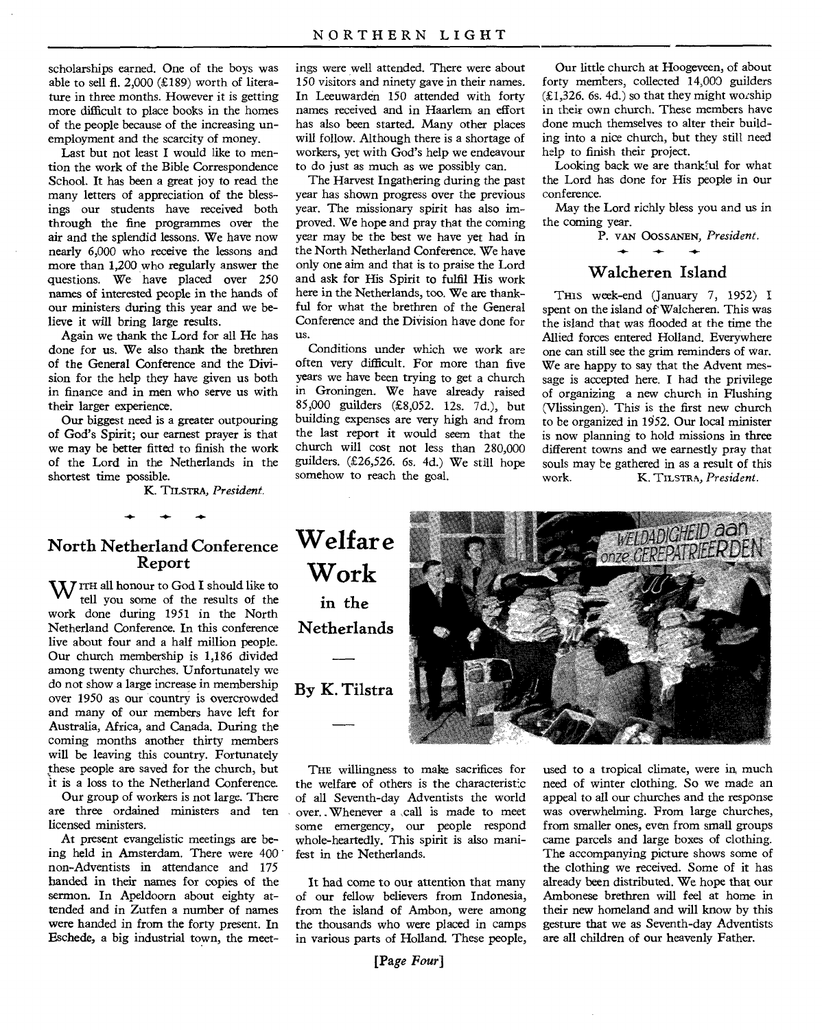scholarships earned. One of the boys was able to sell fl. 2,000 (£189) worth of literature in three months. However it is getting more difficult to place books in the homes of the people because of the increasing unemployment and the scarcity of money.

Last but not least I would like to mention the work of the Bible Correspondence School. It has been a great joy to read the many letters of appreciation of the blessings our students have received both through the fine programmes over the air and the splendid lessons. We have now nearly 6,000 who receive the lessons and more than 1,200 who regularly answer the questions. We have placed over 250 names of interested people in the hands of our ministers during this year and we believe it will bring large results.

Again we thank the Lord for all He has done for us. We also thank the brethren of the General Conference and the Division for the help they have given us both in finance and in men who serve us with their larger experience.

Our biggest need is a greater outpouring of God's Spirit; our earnest prayer is that we may be better fitted to finish the work of the Lord in the Netherlands in the shortest time possible.

K. TILSTRA, *President.*

## North Netherland Conference Report

WITH all honour to God I should like to tell you some of the results of the work done during 1951 in the North Netherland Conference. In this conference live about four and a half million people. Our church membership is 1,186 divided among twenty churches. Unfortunately we do not show a large increase in membership over 1950 as our country is overcrowded and many of our members have left for Australia, Africa, and Canada. During the coming months another thirty members will be leaving this country. Fortunately these people are saved for the church, but it is a loss to the Netherland Conference.

Our group of workers is not large. There are three ordained ministers and ten licensed ministers.

At present evangelistic meetings are being held in Amsterdam. There were 400 non-Adventists in attendance and 175 handed in their names for copies of the sermon. In Apeldoorn about eighty attended and in Zutfen a number of names were handed in from the forty present. In Eschede, a big industrial town, the meetings were well attended. There were about 150 visitors and ninety gave in their names. In Leeuwarden 150 attended with forty names received and in Haarlem an effort has also been started. Many other places will follow. Although there is a shortage of workers, yet with God's help we endeavour to do just as much as we possibly can.

The Harvest Ingathering during the past year has shown progress over the previous year. The missionary spirit has also improved. We hope and pray that the coming year may be the best we have yet had in the North Netherland Conference. We have only one aim and that is to praise the Lord and ask for His Spirit to fulfil His work here in the Netherlands, too. We are thankful for what the brethren of the General Conference and the Division have done for us.

Conditions under which we work are often very difficult. For more than five years we have been trying to get a church in Groningen. We have already raised 85,000 guilders (£8,052. 12s. 7d.), but building expenses are very high and from the last report it would seem that the church will cost not less than 280,000 guilders. (£26,526. 6s. 4d.) We still hope somehow to reach the goal.

Our little church at Hoogeveen, of about forty members, collected 14,000 guilders (£1,326. 6s. 4d.) so that they might worship in their own church. These members have done much themselves to alter their building into a nice church, but they still need help to finish their project.

Looking back we are thankful for what the Lord has done for His people in our conference.

May the Lord richly bless you and us in the coming year.

P. VAN OOSSANEN, *President.*

## Walcheren Island

THIS week-end (January 7, 1952) I spent on the island of Walcheren. This was the island that was flooded at the time the Allied forces entered Holland. Everywhere one can still see the grim reminders of war. We are happy to say that the Advent message is accepted here. I had the privilege of organizing a new church in Flushing (Vlissingen). This is the first new church to be organized in 1952. Our local minister is now planning to hold missions in three different towns and we earnestly pray that souls may be gathered in as a result of this work.

K. TILSTRA, *President.*

## Welfare Work in the Netherlands

### By K. Tilstra

THE willingness to make sacrifices for the welfare of others is the characteristic of all Seventh-day Adventists the world over. Whenever a call is made to meet some emergency, our people respond whole-heartedly. This spirit is also manifest in the Netherlands.

It had come to our attention that many of our fellow believers from Indonesia, from the island of Ambon, were among the thousands who were placed in camps in various parts of Holland. These people, used to a tropical climate, were in much need of winter clothing. So we made an appeal to all our churches and the response was overwhelming. From large churches, from smaller ones, even from small groups came parcels and large boxes of clothing. The accompanying picture shows some of the clothing we received. Some of it has already been distributed. We hope that our Ambonese brethren will feel at home in their new homeland and will know by this gesture that we as Seventh-day Adventists are all children of our heavenly Father.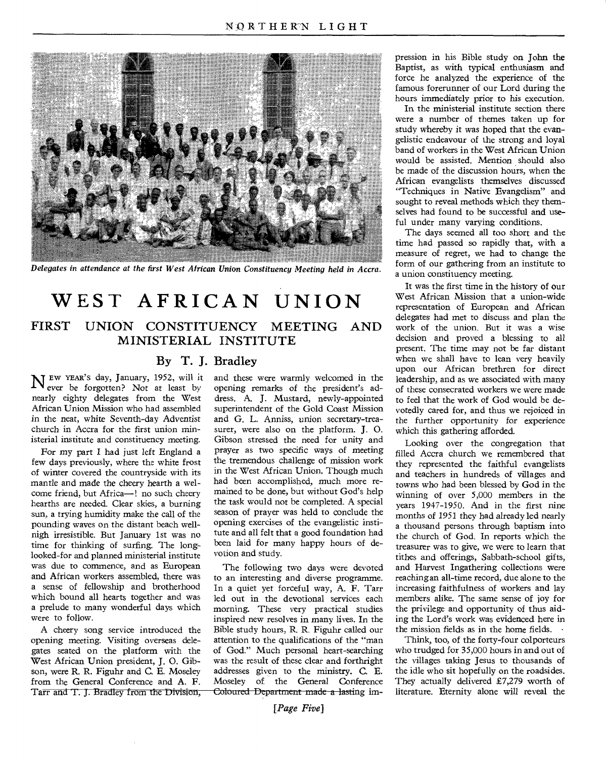*Delegates in attendance at the first West African Union Constituency Meeting held in Accra.*

# WEST AFRICAN UNION

## FIRST UNION CONSTITUENCY MEETING AND MINISTERIAL INSTITUTE

### By T. J. Bradley

NEW YEAR'S day, January, 1952, will it ever be forgotten? Not at least by nearly eighty delegates from the West African Union Mission who had assembled in the neat, white Seventh-day Adventist church in Accra for the first union ministerial institute and constituency meeting.

For my part I had just left England a few days previously, where the white frost of winter covered the countryside with its mantle and made the cheery hearth a welcome friend, but Africa—! no such cheery hearths are needed. Clear skies, a burning sun, a trying humidity make the call of the pounding waves on the distant beach well-nigh irresistible. But January 1st was no time for thinking of surfing. The long-looked-for and planned ministerial institute was due to commence, and as European and African workers assembled, there was a sense of fellowship and brotherhood which bound all hearts together and was a prelude to many wonderful days which were to follow.

A cheery song service introduced the opening meeting. Visiting overseas delegates seated on the platform with the West African Union president, J. O. Gibson, were R. R. Figuhr and C. E. Moseley from the General Conference and A. F. Tarr and T. J. Bradley from the Division, and these were warmly welcomed in the opening remarks of the president's address. A. J. Mustard, newly-appointed superintendent of the Gold Coast Mission and G. L. Anniss, union secretary-treasurer, were also on the platform. J. O. Gibson stressed the need for unity and prayer as two specific ways of meeting the tremendous challenge of mission work in the West African Union. Though much had been accomplished, much more remained to be done, but without God's help the task would not be completed. A special season of prayer was held to conclude the opening exercises of the evangelistic institute and all felt that a good foundation had been laid for many happy hours of devotion and study.

The following two days were devoted to an interesting and diverse programme. In a quiet yet forceful way, A. F. Tarr led out in the devotional services each morning. These very practical studies inspired new resolves in many lives. In the Bible study hours, R. R. Figuhr called our attention to the qualifications of the "man of God." Much personal heart-searching was the result of these clear and forthright addresses given to the ministry. C. E. Moseley of the General Conference Coloured Department made a lasting impression in his Bible study on John the Baptist, as with typical enthusiasm and force he analyzed the experience of the famous forerunner of our Lord during the hours immediately prior to his execution.

In the ministerial institute section there were a number of themes taken up for study whereby it was hoped that the evangelistic endeavour of the strong and loyal band of workers in the West African Union would be assisted. Mention should also be made of the discussion hours, when the African evangelists themselves discussed "Techniques in Native Evangelism" and sought to reveal methods which they themselves had found to be successful and useful under many varying conditions.

The days seemed all too short and the time had passed so rapidly that, with a measure of regret, we had to change the form of our gathering from an institute to a union constituency meeting.

It was the first time in the history of our West African Mission that a union-wide representation of European and African delegates had met to discuss and plan the work of the union. But it was a wise decision and proved a blessing to all present. The time may not be far distant when we shall have to lean very heavily upon our African brethren for direct leadership, and as we associated with many of these consecrated workers we were made to feel that the work of God would be devotedly cared for, and thus we rejoiced in the further opportunity for experience which this gathering afforded.

Looking over the congregation that filled Accra church we remembered that they represented the faithful evangelists and teachers in hundreds of villages and towns who had been blessed by God in the winning of over 5,000 members in the years 1947-1950. And in the first nine months of 1951 they had already led nearly a thousand persons through baptism into the church of God. In reports which the treasurer was to give, we were to learn that tithes and offerings, Sabbath-school gifts, and Harvest Ingathering collections were reaching an all-time record, due alone to the increasing faithfulness of workers and lay members alike. The same sense of joy for the privilege and opportunity of thus aiding the Lord's work was evidenced here in the mission fields as in the home fields.

Think, too, of the forty-four colporteurs who trudged for 35,000 hours in and out of the villages taking Jesus to thousands of the idle who sit hopefully on the roadsides. They actually delivered £7,279 worth of literature. Eternity alone will reveal the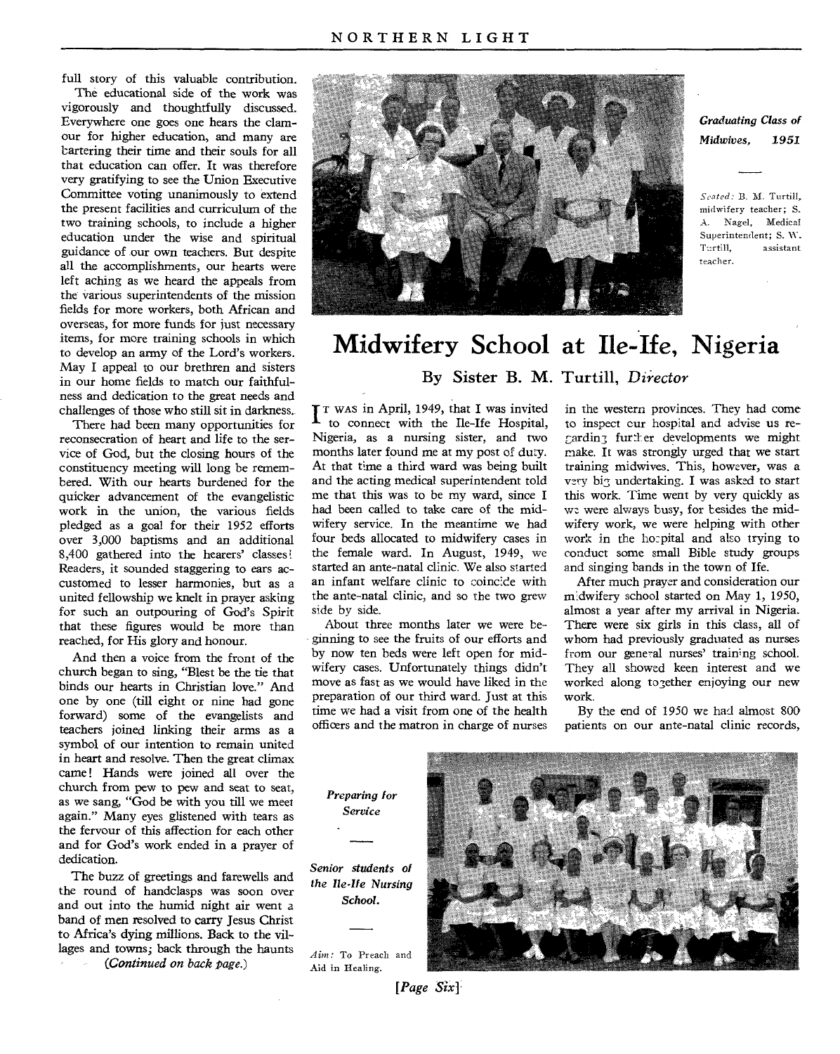full story of this valuable contribution.

The educational side of the work was vigorously and thoughtfully discussed. Everywhere one goes one hears the clamour for higher education, and many are bartering their time and their souls for all that education can offer. It was therefore very gratifying to see the Union Executive Committee voting unanimously to extend the present facilities and curriculum of the two training schools, to include a higher education under the wise and spiritual guidance of our own teachers. But despite all the accomplishments, our hearts were left aching as we heard the appeals from the various superintendents of the mission fields for more workers, both African and overseas, for more funds for just necessary items, for more training schools in which to develop an army of the Lord's workers. May I appeal to our brethren and sisters in our home fields to match our faithfulness and dedication to the great needs and challenges of those who still sit in darkness.

There had been many opportunities for reconsecration of heart and life to the service of God, but the closing hours of the constituency meeting will long be remembered. With our hearts burdened for the quicker advancement of the evangelistic work in the union, the various fields pledged as a goal for their 1952 efforts over 3,000 baptisms and an additional 8,400 gathered into the hearers' classes! Readers, it sounded staggering to ears accustomed to lesser harmonies, but as a united fellowship we knelt in prayer asking for such an outpouring of God's Spirit that these figures would be more than reached, for His glory and honour.

And then a voice from the front of the church began to sing, "Blest be the tie that binds our hearts in Christian love." And one by one (till eight or nine had gone forward) some of the evangelists and teachers joined linking their arms as a symbol of our intention to remain united in heart and resolve. Then the great climax came! Hands were joined all over the church from pew to pew and seat to seat, as we sang, "God be with you till we meet again." Many eyes glistened with tears as the fervour of this affection for each other and for God's work ended in a prayer of dedication.

The buzz of greetings and farewells and the round of handclasps was soon over and out into the humid night air went a band of men resolved to carry Jesus Christ to Africa's dying millions. Back to the villages and towns; back through the haunts

*(Continued on back page.)*

***Graduating Class of Midwives, 1951***

*Seated:* B. M. Turtill, midwifery teacher; S. A. Nagel, Medical Superintendent; S. W. Turtill, assistant teacher.

# Midwifery School at Ile-Ife, Nigeria

## By Sister B. M. Turtill, *Director*

IT WAS in April, 1949, that I was invited to connect with the Ile-Ife Hospital, Nigeria, as a nursing sister, and two months later found me at my post of duty. At that time a third ward was being built and the acting medical superintendent told me that this was to be my ward, since I had been called to take care of the midwifery service. In the meantime we had four beds allocated to midwifery cases in the female ward. In August, 1949, we started an ante-natal clinic. We also started an infant welfare clinic to coincide with the ante-natal clinic, and so the two grew side by side.

About three months later we were beginning to see the fruits of our efforts and by now ten beds were left open for midwifery cases. Unfortunately things didn't move as fast as we would have liked in the preparation of our third ward. Just at this time we had a visit from one of the health officers and the matron in charge of nurses in the western provinces. They had come to inspect our hospital and advise us regarding further developments we might make. It was strongly urged that we start training midwives. This, however, was a very big undertaking. I was asked to start this work. Time went by very quickly as we were always busy, for besides the midwifery work, we were helping with other work in the hospital and also trying to conduct some small Bible study groups and singing bands in the town of Ife.

After much prayer and consideration our midwifery school started on May 1, 1950, almost a year after my arrival in Nigeria. There were six girls in this class, all of whom had previously graduated as nurses from our general nurses' training school. They all showed keen interest and we worked along together enjoying our new work.

By the end of 1950 we had almost 800 patients on our ante-natal clinic records,

***Preparing for Service***

***Senior students of the Ile-Ife Nursing School.***

*Aim:* To Preach and Aid in Healing.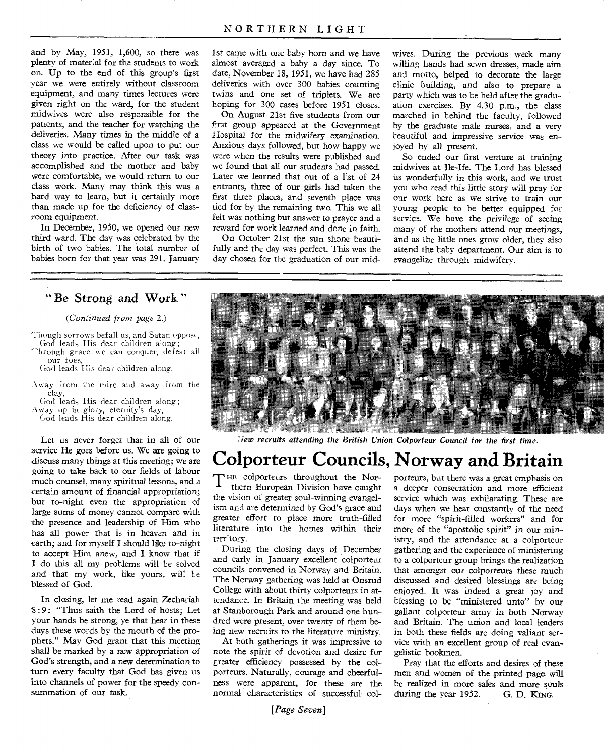and by May, 1951, 1,600, so there was plenty of material for the students to work on. Up to the end of this group's first year we were entirely without classroom equipment, and many times lectures were given right on the ward, for the student midwives were also responsible for the patients, and the teacher for watching the deliveries. Many times in the middle of a class we would be called upon to put our theory into practice. After our task was accomplished and the mother and baby were comfortable, we would return to our class work. Many may think this was a hard way to learn, but it certainly more than made up for the deficiency of classroom equipment.

In December, 1950, we opened our new third ward. The day was celebrated by the birth of two babies. The total number of babies born for that year was 291. January 1st came with one baby born and we have almost averaged a baby a day since. To date, November 18, 1951, we have had 285 deliveries with over 300 babies counting twins and one set of triplets. We are hoping for 300 cases before 1951 closes.

On August 21st five students from our first group appeared at the Government Hospital for the midwifery examination. Anxious days followed, but how happy we were when the results were published and we found that all our students had passed. Later we learned that out of a list of 24 entrants, three of our girls had taken the first three places, and seventh place was tied for by the remaining two. This we all felt was nothing but answer to prayer and a reward for work learned and done in faith.

On October 21st the sun shone beautifully and the day was perfect. This was the day chosen for the graduation of our midwives. During the previous week many willing hands had sewn dresses, made aim and motto, helped to decorate the large clinic building, and also to prepare a party which was to be held after the graduation exercises. By 4.30 p.m., the class marched in behind the faculty, followed by the graduate male nurses, and a very beautiful and impressive service was enjoyed by all present.

So ended our first venture at training midwives at Ile-Ife. The Lord has blessed us wonderfully in this work, and we trust you who read this little story will pray for our work here as we strive to train our young people to be better equipped for service. We have the privilege of seeing many of the mothers attend our meetings, and as the little ones grow older, they also attend the baby department. Our aim is to evangelize through midwifery.

---

## "Be Strong and Work"

*(Continued from page 2.)*

Though sorrows befall us, and Satan oppose,
God leads His dear children along;
Through grace we can conquer, defeat all our foes,
God leads His dear children along.

Away from the mire and away from the clay,
God leads His dear children along;
Away up in glory, eternity's day,
God leads His dear children along.

Let us never forget that in all of our service He goes before us. We are going to discuss many things at this meeting; we are going to take back to our fields of labour much counsel, many spiritual lessons, and a certain amount of financial appropriation; but to-night even the appropriation of large sums of money cannot compare with the presence and leadership of Him who has all power that is in heaven and in earth; and for myself I should like to-night to accept Him anew, and I know that if I do this all my problems will be solved and that my work, like yours, will be blessed of God.

In closing, let me read again Zechariah 8:9: "Thus saith the Lord of hosts; Let your hands be strong, ye that hear in these days these words by the mouth of the prophets." May God grant that this meeting shall be marked by a new appropriation of God's strength, and a new determination to turn every faculty that God has given us into channels of power for the speedy consummation of our task.

*New recruits attending the British Union Colporteur Council for the first time.*

## Colporteur Councils, Norway and Britain

The colporteurs throughout the Northern European Division have caught the vision of greater soul-winning evangelism and are determined by God's grace and greater effort to place more truth-filled literature into the homes within their territory.

During the closing days of December and early in January excellent colporteur councils convened in Norway and Britain. The Norway gathering was held at Onsrud College with about thirty colporteurs in attendance. In Britain the meeting was held at Stanborough Park and around one hundred were present, over twenty of them being new recruits to the literature ministry.

At both gatherings it was impressive to note the spirit of devotion and desire for greater efficiency possessed by the colporteurs. Naturally, courage and cheerfulness were apparent, for these are the normal characteristics of successful colporteurs, but there was a great emphasis on a deeper consecration and more efficient service which was exhilarating. These are days when we hear constantly of the need for more "spirit-filled workers" and for more of the "apostolic spirit" in our ministry, and the attendance at a colporteur gathering and the experience of ministering to a colporteur group brings the realization that amongst our colporteurs these much discussed and desired blessings are being enjoyed. It was indeed a great joy and blessing to be "ministered unto" by our gallant colporteur army in both Norway and Britain. The union and local leaders in both these fields are doing valiant service with an excellent group of real evangelistic bookmen.

Pray that the efforts and desires of these men and women of the printed page will be realized in more sales and more souls during the year 1952.

G. D. King.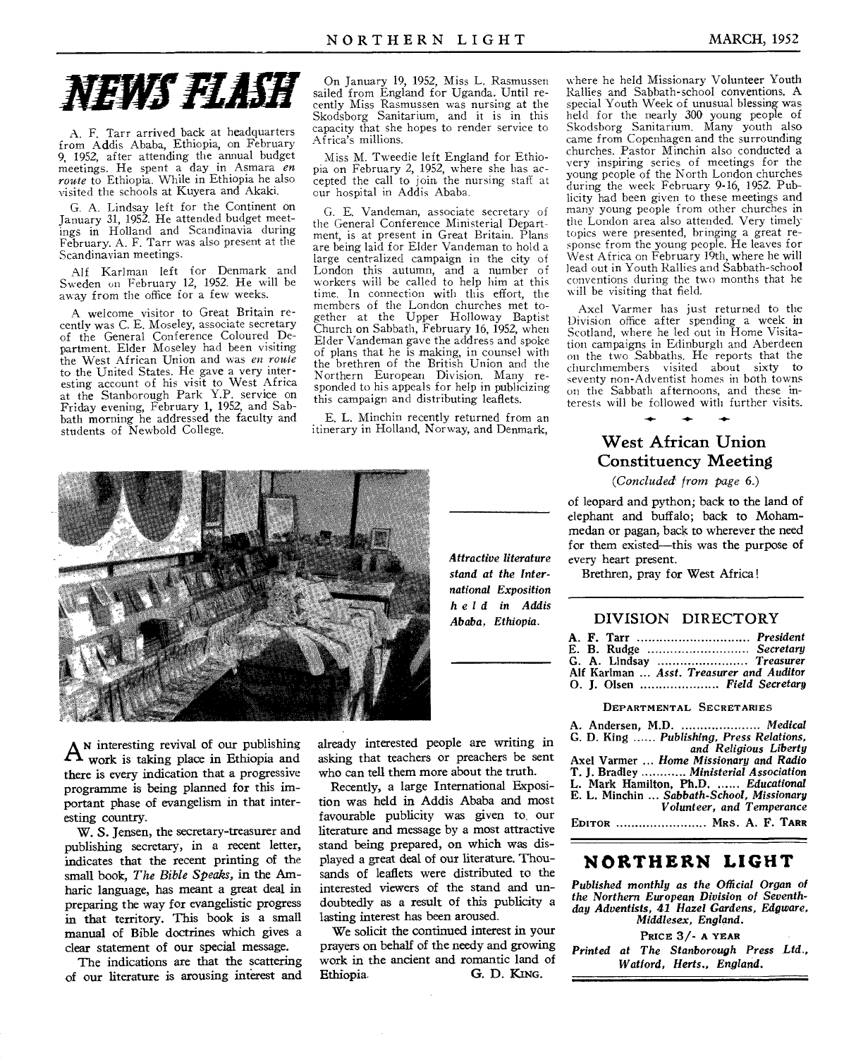# NEWS FLASH

A. F. Tarr arrived back at headquarters from Addis Ababa, Ethiopia, on February 9, 1952, after attending the annual budget meetings. He spent a day in Asmara *en route* to Ethiopia. While in Ethiopia he also visited the schools at Kuyera and Akaki.

G. A. Lindsay left for the Continent on January 31, 1952. He attended budget meetings in Holland and Scandinavia during February. A. F. Tarr was also present at the Scandinavian meetings.

Alf Karlman left for Denmark and Sweden on February 12, 1952. He will be away from the office for a few weeks.

A welcome visitor to Great Britain recently was C. E. Moseley, associate secretary of the General Conference Coloured Department. Elder Moseley had been visiting the West African Union and was *en route* to the United States. He gave a very interesting account of his visit to West Africa at the Stanborough Park Y.P. service on Friday evening, February 1, 1952, and Sabbath morning he addressed the faculty and students of Newbold College.

On January 19, 1952, Miss L. Rasmussen sailed from England for Uganda. Until recently Miss Rasmussen was nursing at the Skodsborg Sanitarium, and it is in this capacity that she hopes to render service to Africa's millions.

Miss M. Tweedie left England for Ethiopia on February 2, 1952, where she has accepted the call to join the nursing staff at our hospital in Addis Ababa.

G. E. Vandeman, associate secretary of the General Conference Ministerial Department, is at present in Great Britain. Plans are being laid for Elder Vandeman to hold a large centralized campaign in the city of London this autumn, and a number of workers will be called to help him at this time. In connection with this effort, the members of the London churches met together at the Upper Holloway Baptist Church on Sabbath, February 16, 1952, when Elder Vandeman gave the address and spoke of plans that he is making, in counsel with the brethren of the British Union and the Northern European Division. Many responded to his appeals for help in publicizing this campaign and distributing leaflets.

E. L. Minchin recently returned from an itinerary in Holland, Norway, and Denmark, where he held Missionary Volunteer Youth Rallies and Sabbath-school conventions. A special Youth Week of unusual blessing was held for the nearly 300 young people of Skodsborg Sanitarium. Many youth also came from Copenhagen and the surrounding churches. Pastor Minchin also conducted a very inspiring series of meetings for the young people of the North London churches during the week February 9-16, 1952. Publicity had been given to these meetings and many young people from other churches in the London area also attended. Very timely topics were presented, bringing a great response from the young people. He leaves for West Africa on February 19th, where he will lead out in Youth Rallies and Sabbath-school conventions during the two months that he will be visiting that field.

Axel Varmer has just returned to the Division office after spending a week in Scotland, where he led out in Home Visitation campaigns in Edinburgh and Aberdeen on the two Sabbaths. He reports that the churchmembers visited about sixty to seventy non-Adventist homes in both towns on the Sabbath afternoons, and these interests will be followed with further visits.

*Attractive literature stand at the International Exposition held in Addis Ababa, Ethiopia.*

An interesting revival of our publishing work is taking place in Ethiopia and there is every indication that a progressive programme is being planned for this important phase of evangelism in that interesting country.

W. S. Jensen, the secretary-treasurer and publishing secretary, in a recent letter, indicates that the recent printing of the small book, *The Bible Speaks*, in the Amharic language, has meant a great deal in preparing the way for evangelistic progress in that territory. This book is a small manual of Bible doctrines which gives a clear statement of our special message.

The indications are that the scattering of our literature is arousing interest and already interested people are writing in asking that teachers or preachers be sent who can tell them more about the truth.

Recently, a large International Exposition was held in Addis Ababa and most favourable publicity was given to our literature and message by a most attractive stand being prepared, on which was displayed a great deal of our literature. Thousands of leaflets were distributed to the interested viewers of the stand and undoubtedly as a result of this publicity a lasting interest has been aroused.

We solicit the continued interest in your prayers on behalf of the needy and growing work in the ancient and romantic land of Ethiopia.

G. D. King.

## West African Union Constituency Meeting

*(Concluded from page 6.)*

of leopard and python; back to the land of elephant and buffalo; back to Mohammedan or pagan, back to wherever the need for them existed—this was the purpose of every heart present.

Brethren, pray for West Africa!

## DIVISION DIRECTORY

**A. F. Tarr** ..... *President*
**E. B. Rudge** ..... *Secretary*
**G. A. Lindsay** ..... *Treasurer*
**Alf Karlman** ... *Asst. Treasurer and Auditor*
**O. J. Olsen** ..... *Field Secretary*

Departmental Secretaries

A. Andersen, M.D. ..... *Medical*
G. D. King ...... *Publishing, Press Relations, and Religious Liberty*
Axel Varmer ... *Home Missionary and Radio*
T. J. Bradley ..... *Ministerial Association*
L. Mark Hamilton, Ph.D. ...... *Educational*
E. L. Minchin ... *Sabbath-School, Missionary Volunteer, and Temperance*

Editor ..... Mrs. A. F. Tarr

## NORTHERN LIGHT

*Published monthly as the Official Organ of the Northern European Division of Seventh-day Adventists, 41 Hazel Gardens, Edgware, Middlesex, England.*

Price 3/- a year

*Printed at The Stanborough Press Ltd., Watford, Herts., England.*